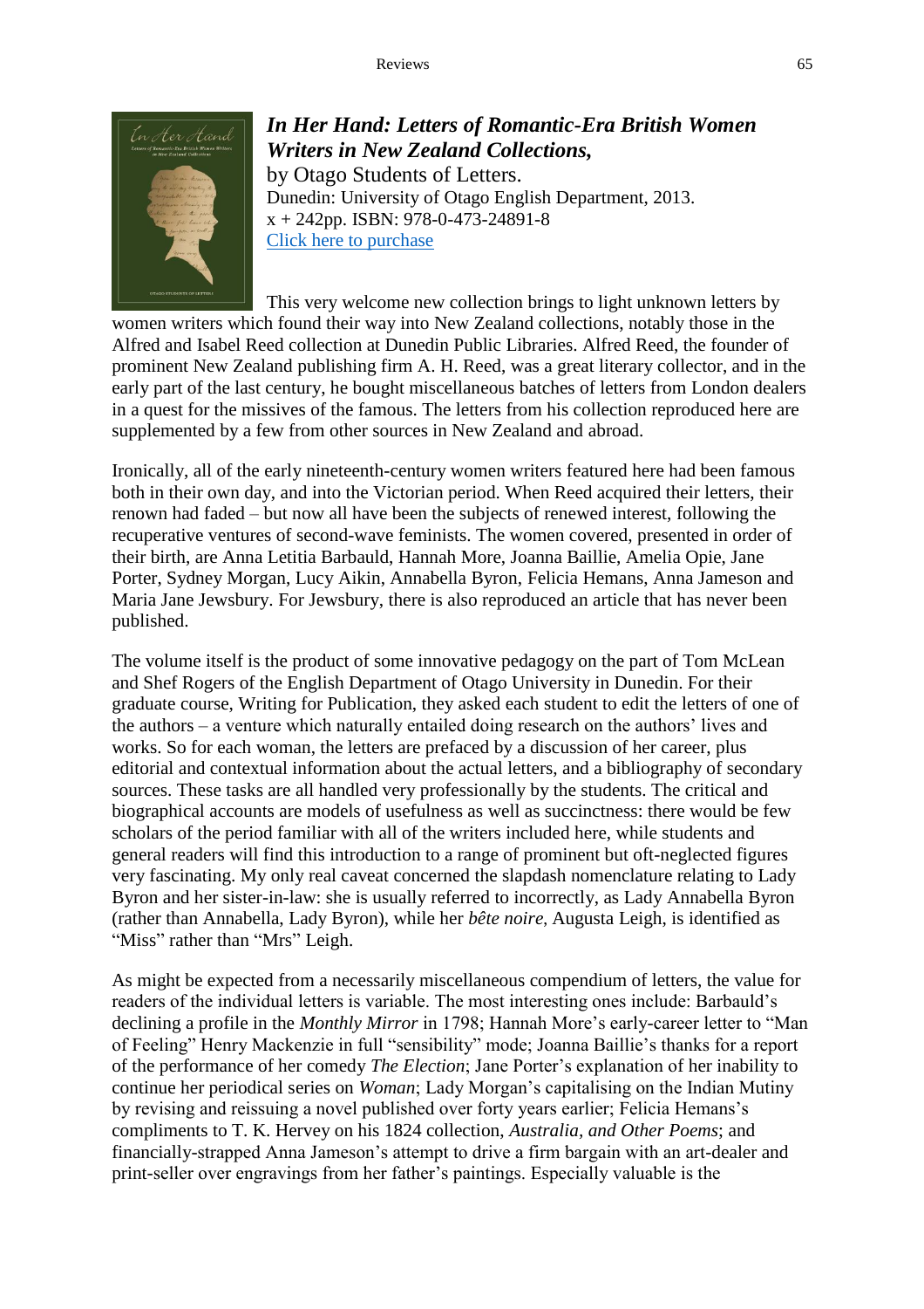***In Her Hand: Letters of Romantic-Era British Women Writers in New Zealand Collections,***
by Otago Students of Letters.
Dunedin: University of Otago English Department, 2013.
x + 242pp. ISBN: 978-0-473-24891-8
Click here to purchase

This very welcome new collection brings to light unknown letters by women writers which found their way into New Zealand collections, notably those in the Alfred and Isabel Reed collection at Dunedin Public Libraries. Alfred Reed, the founder of prominent New Zealand publishing firm A. H. Reed, was a great literary collector, and in the early part of the last century, he bought miscellaneous batches of letters from London dealers in a quest for the missives of the famous. The letters from his collection reproduced here are supplemented by a few from other sources in New Zealand and abroad.

Ironically, all of the early nineteenth-century women writers featured here had been famous both in their own day, and into the Victorian period. When Reed acquired their letters, their renown had faded – but now all have been the subjects of renewed interest, following the recuperative ventures of second-wave feminists. The women covered, presented in order of their birth, are Anna Letitia Barbauld, Hannah More, Joanna Baillie, Amelia Opie, Jane Porter, Sydney Morgan, Lucy Aikin, Annabella Byron, Felicia Hemans, Anna Jameson and Maria Jane Jewsbury. For Jewsbury, there is also reproduced an article that has never been published.

The volume itself is the product of some innovative pedagogy on the part of Tom McLean and Shef Rogers of the English Department of Otago University in Dunedin. For their graduate course, Writing for Publication, they asked each student to edit the letters of one of the authors – a venture which naturally entailed doing research on the authors' lives and works. So for each woman, the letters are prefaced by a discussion of her career, plus editorial and contextual information about the actual letters, and a bibliography of secondary sources. These tasks are all handled very professionally by the students. The critical and biographical accounts are models of usefulness as well as succinctness: there would be few scholars of the period familiar with all of the writers included here, while students and general readers will find this introduction to a range of prominent but oft-neglected figures very fascinating. My only real caveat concerned the slapdash nomenclature relating to Lady Byron and her sister-in-law: she is usually referred to incorrectly, as Lady Annabella Byron (rather than Annabella, Lady Byron), while her *bête noire*, Augusta Leigh, is identified as "Miss" rather than "Mrs" Leigh.

As might be expected from a necessarily miscellaneous compendium of letters, the value for readers of the individual letters is variable. The most interesting ones include: Barbauld's declining a profile in the *Monthly Mirror* in 1798; Hannah More's early-career letter to "Man of Feeling" Henry Mackenzie in full "sensibility" mode; Joanna Baillie's thanks for a report of the performance of her comedy *The Election*; Jane Porter's explanation of her inability to continue her periodical series on *Woman*; Lady Morgan's capitalising on the Indian Mutiny by revising and reissuing a novel published over forty years earlier; Felicia Hemans's compliments to T. K. Hervey on his 1824 collection, *Australia, and Other Poems*; and financially-strapped Anna Jameson's attempt to drive a firm bargain with an art-dealer and print-seller over engravings from her father's paintings. Especially valuable is the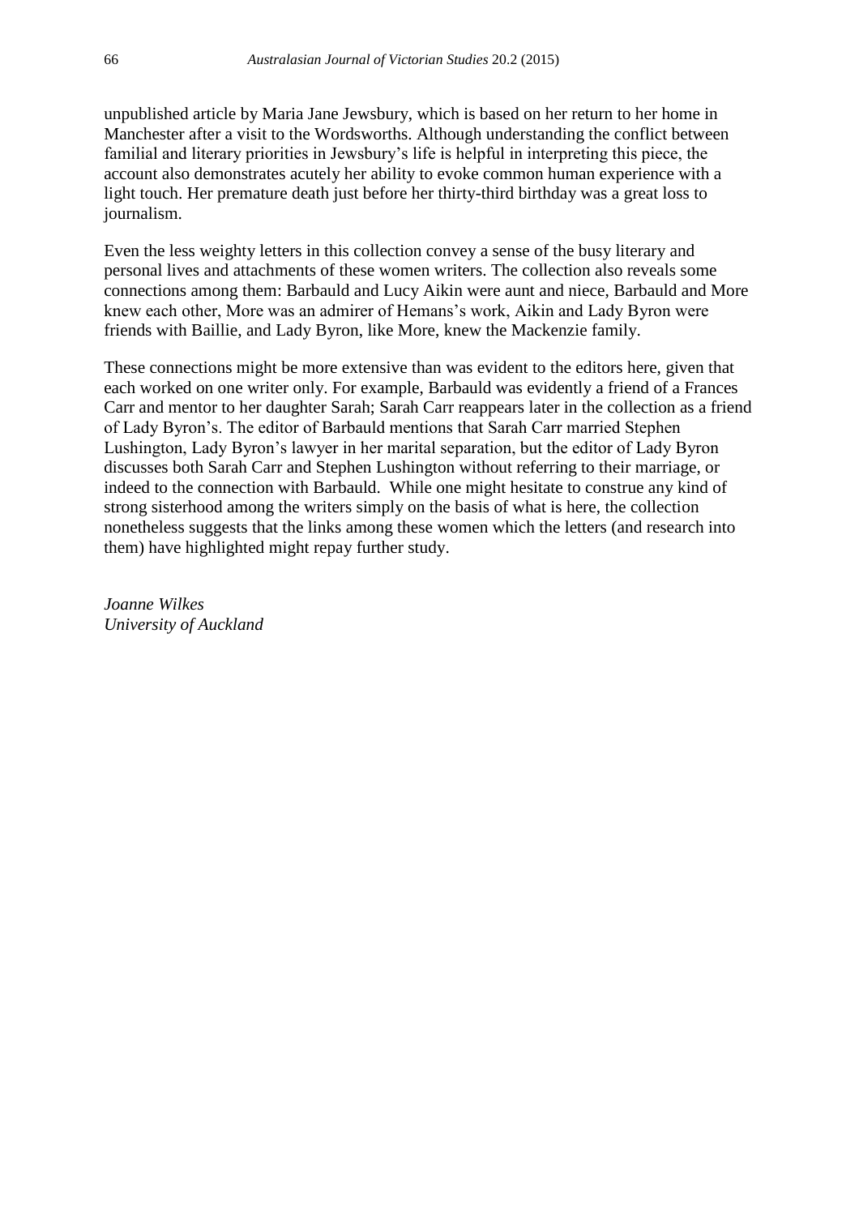unpublished article by Maria Jane Jewsbury, which is based on her return to her home in Manchester after a visit to the Wordsworths. Although understanding the conflict between familial and literary priorities in Jewsbury's life is helpful in interpreting this piece, the account also demonstrates acutely her ability to evoke common human experience with a light touch. Her premature death just before her thirty-third birthday was a great loss to journalism.

Even the less weighty letters in this collection convey a sense of the busy literary and personal lives and attachments of these women writers. The collection also reveals some connections among them: Barbauld and Lucy Aikin were aunt and niece, Barbauld and More knew each other, More was an admirer of Hemans's work, Aikin and Lady Byron were friends with Baillie, and Lady Byron, like More, knew the Mackenzie family.

These connections might be more extensive than was evident to the editors here, given that each worked on one writer only. For example, Barbauld was evidently a friend of a Frances Carr and mentor to her daughter Sarah; Sarah Carr reappears later in the collection as a friend of Lady Byron's. The editor of Barbauld mentions that Sarah Carr married Stephen Lushington, Lady Byron's lawyer in her marital separation, but the editor of Lady Byron discusses both Sarah Carr and Stephen Lushington without referring to their marriage, or indeed to the connection with Barbauld. While one might hesitate to construe any kind of strong sisterhood among the writers simply on the basis of what is here, the collection nonetheless suggests that the links among these women which the letters (and research into them) have highlighted might repay further study.

*Joanne Wilkes*
*University of Auckland*